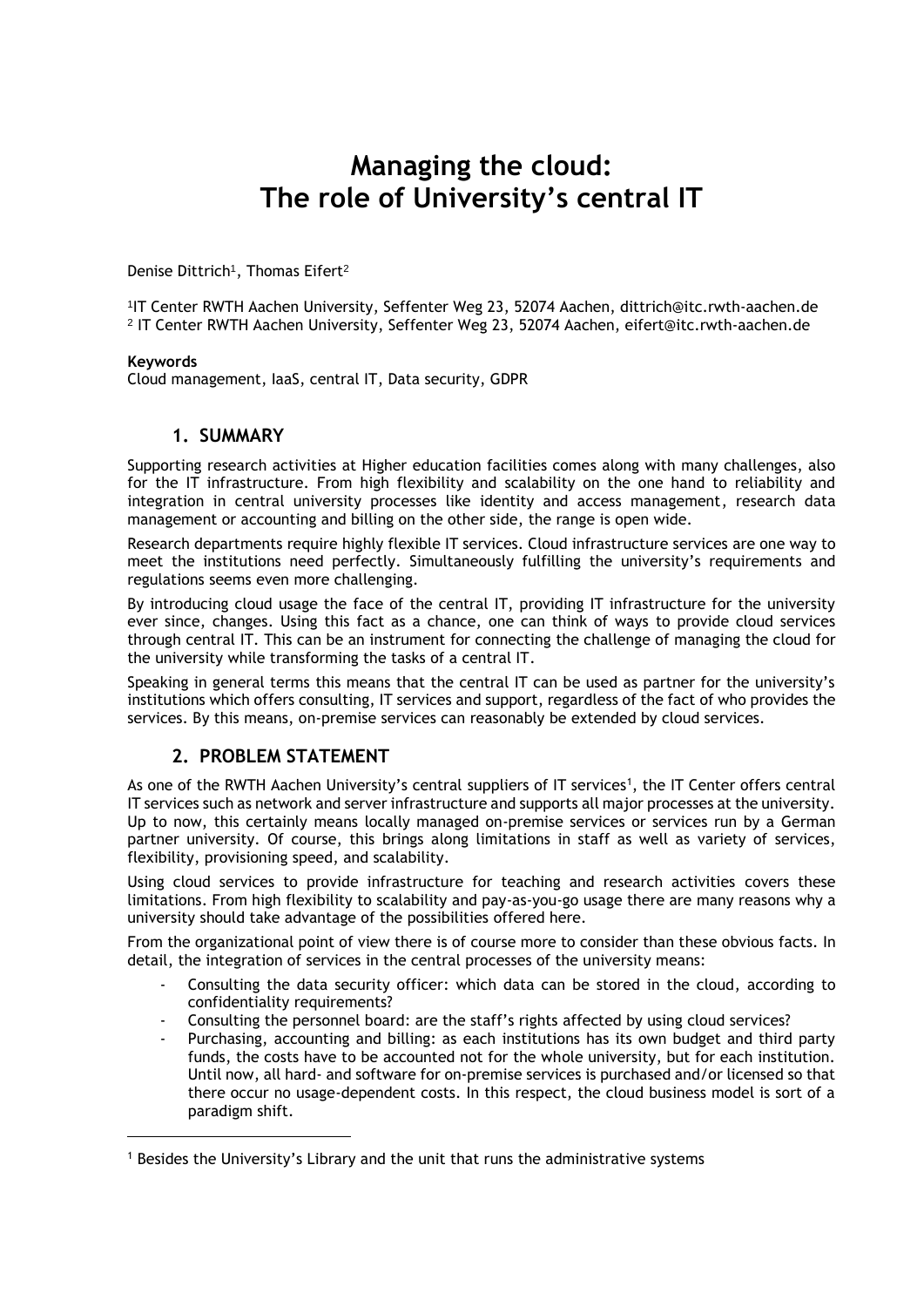# Managing the cloud: The role of University's central IT

Denise Dittrich[1], Thomas Eifert[2]

[1]IT Center RWTH Aachen University, Seffenter Weg 23, 52074 Aachen, dittrich@itc.rwth-aachen.de
[2] IT Center RWTH Aachen University, Seffenter Weg 23, 52074 Aachen, eifert@itc.rwth-aachen.de

**Keywords**
Cloud management, IaaS, central IT, Data security, GDPR

## 1. SUMMARY

Supporting research activities at Higher education facilities comes along with many challenges, also for the IT infrastructure. From high flexibility and scalability on the one hand to reliability and integration in central university processes like identity and access management, research data management or accounting and billing on the other side, the range is open wide.

Research departments require highly flexible IT services. Cloud infrastructure services are one way to meet the institutions need perfectly. Simultaneously fulfilling the university's requirements and regulations seems even more challenging.

By introducing cloud usage the face of the central IT, providing IT infrastructure for the university ever since, changes. Using this fact as a chance, one can think of ways to provide cloud services through central IT. This can be an instrument for connecting the challenge of managing the cloud for the university while transforming the tasks of a central IT.

Speaking in general terms this means that the central IT can be used as partner for the university's institutions which offers consulting, IT services and support, regardless of the fact of who provides the services. By this means, on-premise services can reasonably be extended by cloud services.

## 2. PROBLEM STATEMENT

As one of the RWTH Aachen University's central suppliers of IT services[1], the IT Center offers central IT services such as network and server infrastructure and supports all major processes at the university. Up to now, this certainly means locally managed on-premise services or services run by a German partner university. Of course, this brings along limitations in staff as well as variety of services, flexibility, provisioning speed, and scalability.

Using cloud services to provide infrastructure for teaching and research activities covers these limitations. From high flexibility to scalability and pay-as-you-go usage there are many reasons why a university should take advantage of the possibilities offered here.

From the organizational point of view there is of course more to consider than these obvious facts. In detail, the integration of services in the central processes of the university means:

- Consulting the data security officer: which data can be stored in the cloud, according to confidentiality requirements?
- Consulting the personnel board: are the staff's rights affected by using cloud services?
- Purchasing, accounting and billing: as each institutions has its own budget and third party funds, the costs have to be accounted not for the whole university, but for each institution. Until now, all hard- and software for on-premise services is purchased and/or licensed so that there occur no usage-dependent costs. In this respect, the cloud business model is sort of a paradigm shift.

[1] Besides the University's Library and the unit that runs the administrative systems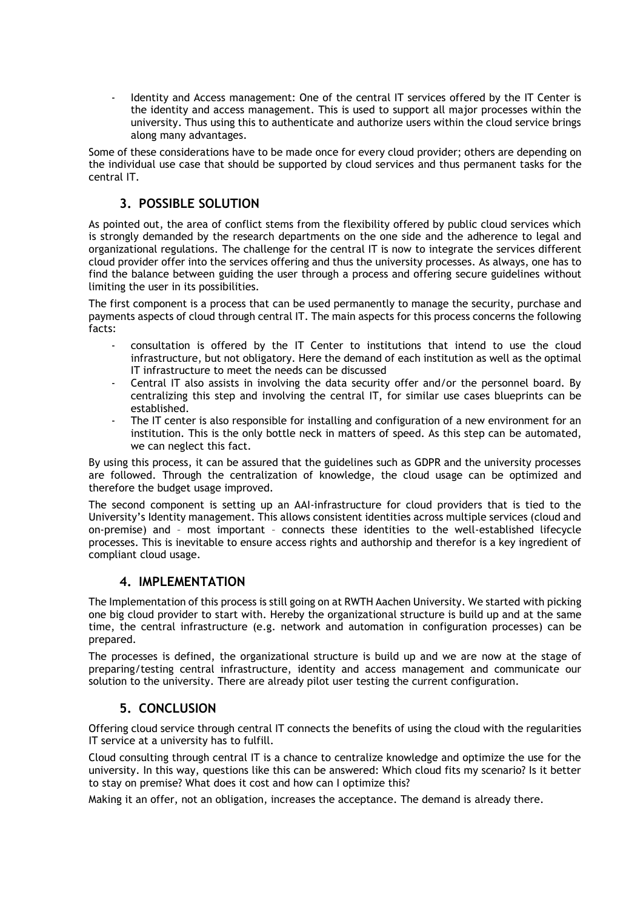- Identity and Access management: One of the central IT services offered by the IT Center is the identity and access management. This is used to support all major processes within the university. Thus using this to authenticate and authorize users within the cloud service brings along many advantages.

Some of these considerations have to be made once for every cloud provider; others are depending on the individual use case that should be supported by cloud services and thus permanent tasks for the central IT.

## 3. POSSIBLE SOLUTION

As pointed out, the area of conflict stems from the flexibility offered by public cloud services which is strongly demanded by the research departments on the one side and the adherence to legal and organizational regulations. The challenge for the central IT is now to integrate the services different cloud provider offer into the services offering and thus the university processes. As always, one has to find the balance between guiding the user through a process and offering secure guidelines without limiting the user in its possibilities.

The first component is a process that can be used permanently to manage the security, purchase and payments aspects of cloud through central IT. The main aspects for this process concerns the following facts:

- consultation is offered by the IT Center to institutions that intend to use the cloud infrastructure, but not obligatory. Here the demand of each institution as well as the optimal IT infrastructure to meet the needs can be discussed
- Central IT also assists in involving the data security offer and/or the personnel board. By centralizing this step and involving the central IT, for similar use cases blueprints can be established.
- The IT center is also responsible for installing and configuration of a new environment for an institution. This is the only bottle neck in matters of speed. As this step can be automated, we can neglect this fact.

By using this process, it can be assured that the guidelines such as GDPR and the university processes are followed. Through the centralization of knowledge, the cloud usage can be optimized and therefore the budget usage improved.

The second component is setting up an AAI-infrastructure for cloud providers that is tied to the University's Identity management. This allows consistent identities across multiple services (cloud and on-premise) and – most important – connects these identities to the well-established lifecycle processes. This is inevitable to ensure access rights and authorship and therefor is a key ingredient of compliant cloud usage.

## 4. IMPLEMENTATION

The Implementation of this process is still going on at RWTH Aachen University. We started with picking one big cloud provider to start with. Hereby the organizational structure is build up and at the same time, the central infrastructure (e.g. network and automation in configuration processes) can be prepared.

The processes is defined, the organizational structure is build up and we are now at the stage of preparing/testing central infrastructure, identity and access management and communicate our solution to the university. There are already pilot user testing the current configuration.

## 5. CONCLUSION

Offering cloud service through central IT connects the benefits of using the cloud with the regularities IT service at a university has to fulfill.

Cloud consulting through central IT is a chance to centralize knowledge and optimize the use for the university. In this way, questions like this can be answered: Which cloud fits my scenario? Is it better to stay on premise? What does it cost and how can I optimize this?

Making it an offer, not an obligation, increases the acceptance. The demand is already there.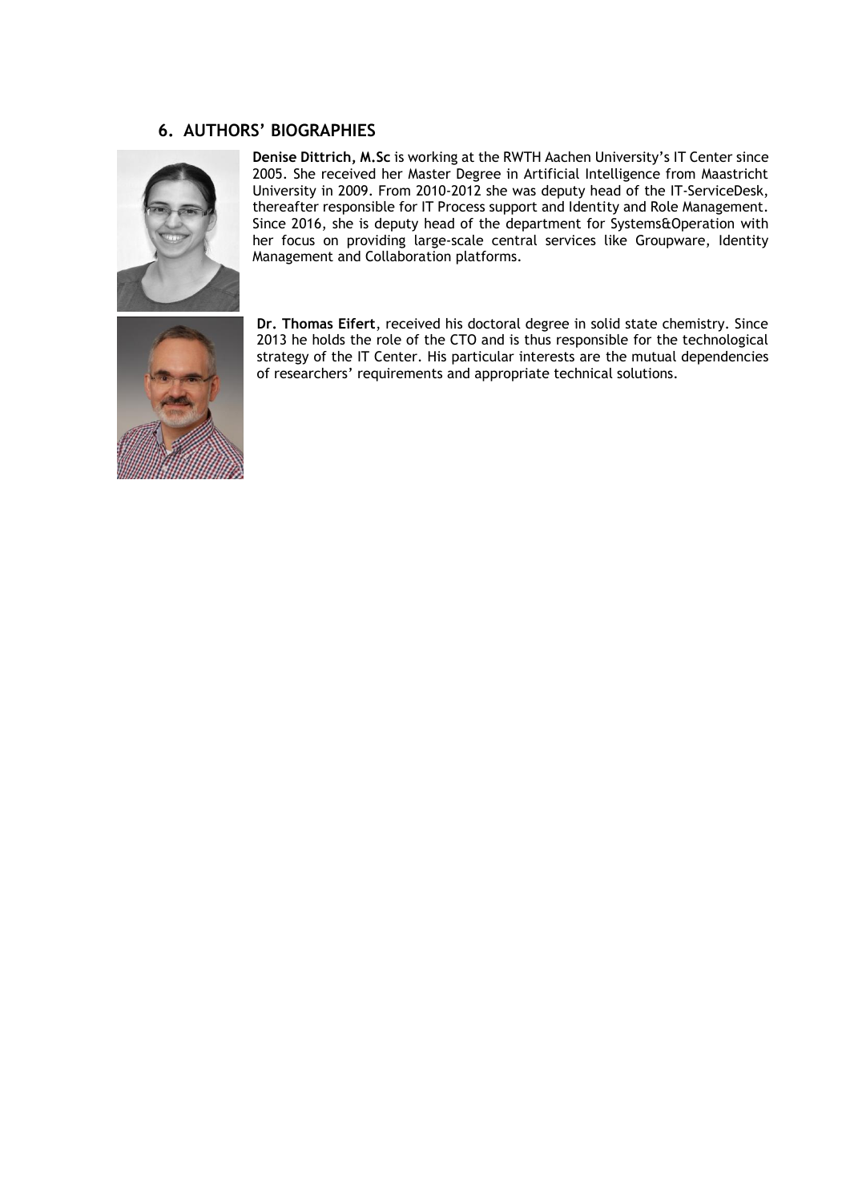## 6. AUTHORS' BIOGRAPHIES

**Denise Dittrich, M.Sc** is working at the RWTH Aachen University's IT Center since 2005. She received her Master Degree in Artificial Intelligence from Maastricht University in 2009. From 2010-2012 she was deputy head of the IT-ServiceDesk, thereafter responsible for IT Process support and Identity and Role Management. Since 2016, she is deputy head of the department for Systems&Operation with her focus on providing large-scale central services like Groupware, Identity Management and Collaboration platforms.

**Dr. Thomas Eifert**, received his doctoral degree in solid state chemistry. Since 2013 he holds the role of the CTO and is thus responsible for the technological strategy of the IT Center. His particular interests are the mutual dependencies of researchers' requirements and appropriate technical solutions.